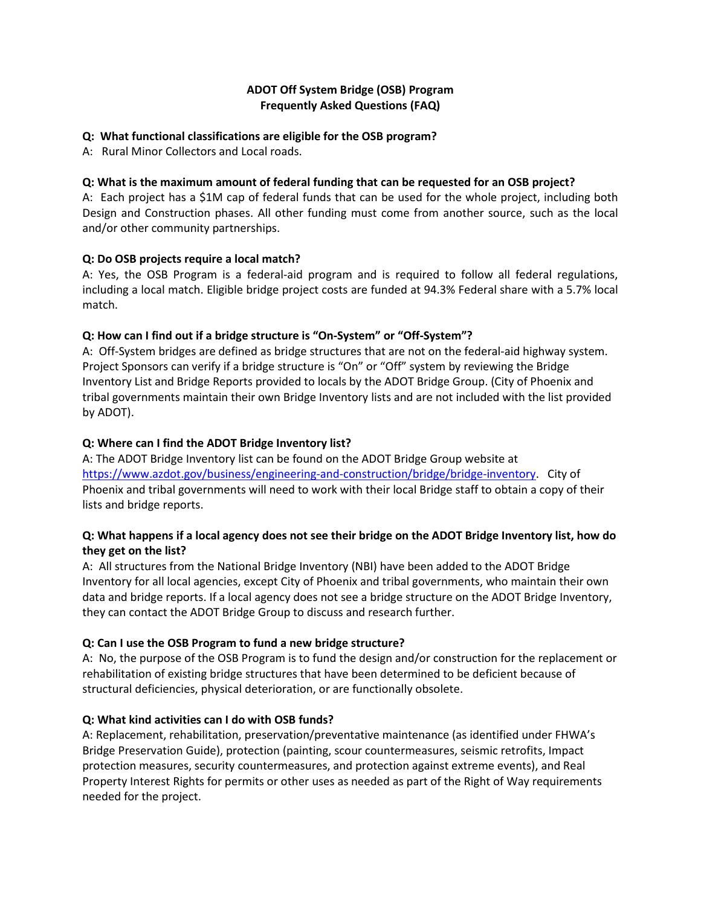# ADOT Off System Bridge (OSB) Program
## Frequently Asked Questions (FAQ)

**Q: What functional classifications are eligible for the OSB program?**

A: Rural Minor Collectors and Local roads.

**Q: What is the maximum amount of federal funding that can be requested for an OSB project?**

A: Each project has a $1M cap of federal funds that can be used for the whole project, including both Design and Construction phases. All other funding must come from another source, such as the local and/or other community partnerships.

**Q: Do OSB projects require a local match?**

A: Yes, the OSB Program is a federal-aid program and is required to follow all federal regulations, including a local match. Eligible bridge project costs are funded at 94.3% Federal share with a 5.7% local match.

**Q: How can I find out if a bridge structure is "On-System" or "Off-System"?**

A: Off-System bridges are defined as bridge structures that are not on the federal-aid highway system. Project Sponsors can verify if a bridge structure is "On" or "Off" system by reviewing the Bridge Inventory List and Bridge Reports provided to locals by the ADOT Bridge Group. (City of Phoenix and tribal governments maintain their own Bridge Inventory lists and are not included with the list provided by ADOT).

**Q: Where can I find the ADOT Bridge Inventory list?**

A: The ADOT Bridge Inventory list can be found on the ADOT Bridge Group website at https://www.azdot.gov/business/engineering-and-construction/bridge/bridge-inventory. City of Phoenix and tribal governments will need to work with their local Bridge staff to obtain a copy of their lists and bridge reports.

**Q: What happens if a local agency does not see their bridge on the ADOT Bridge Inventory list, how do they get on the list?**

A: All structures from the National Bridge Inventory (NBI) have been added to the ADOT Bridge Inventory for all local agencies, except City of Phoenix and tribal governments, who maintain their own data and bridge reports. If a local agency does not see a bridge structure on the ADOT Bridge Inventory, they can contact the ADOT Bridge Group to discuss and research further.

**Q: Can I use the OSB Program to fund a new bridge structure?**

A: No, the purpose of the OSB Program is to fund the design and/or construction for the replacement or rehabilitation of existing bridge structures that have been determined to be deficient because of structural deficiencies, physical deterioration, or are functionally obsolete.

**Q: What kind activities can I do with OSB funds?**

A: Replacement, rehabilitation, preservation/preventative maintenance (as identified under FHWA's Bridge Preservation Guide), protection (painting, scour countermeasures, seismic retrofits, Impact protection measures, security countermeasures, and protection against extreme events), and Real Property Interest Rights for permits or other uses as needed as part of the Right of Way requirements needed for the project.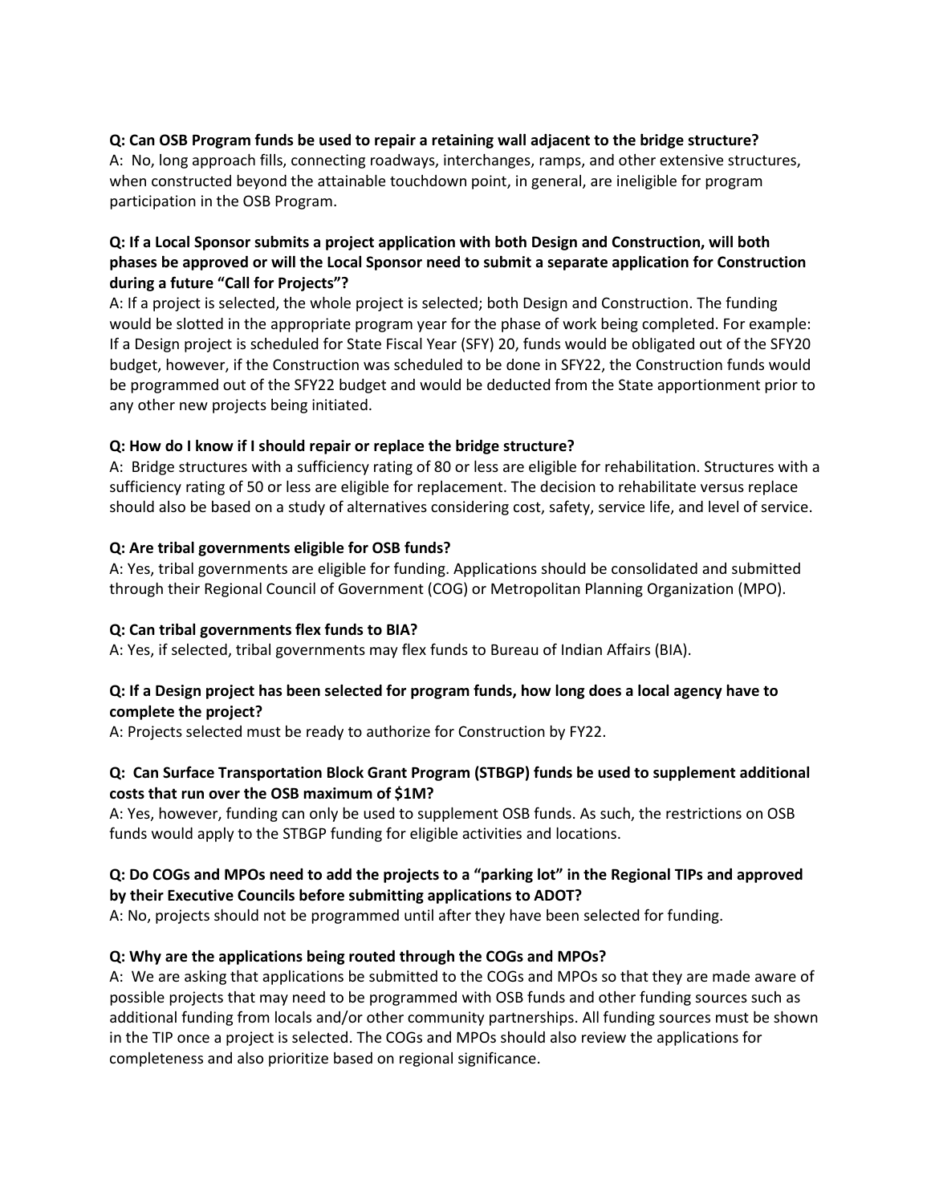**Q: Can OSB Program funds be used to repair a retaining wall adjacent to the bridge structure?**
A: No, long approach fills, connecting roadways, interchanges, ramps, and other extensive structures, when constructed beyond the attainable touchdown point, in general, are ineligible for program participation in the OSB Program.

**Q: If a Local Sponsor submits a project application with both Design and Construction, will both phases be approved or will the Local Sponsor need to submit a separate application for Construction during a future "Call for Projects"?**
A: If a project is selected, the whole project is selected; both Design and Construction. The funding would be slotted in the appropriate program year for the phase of work being completed. For example: If a Design project is scheduled for State Fiscal Year (SFY) 20, funds would be obligated out of the SFY20 budget, however, if the Construction was scheduled to be done in SFY22, the Construction funds would be programmed out of the SFY22 budget and would be deducted from the State apportionment prior to any other new projects being initiated.

**Q: How do I know if I should repair or replace the bridge structure?**
A: Bridge structures with a sufficiency rating of 80 or less are eligible for rehabilitation. Structures with a sufficiency rating of 50 or less are eligible for replacement. The decision to rehabilitate versus replace should also be based on a study of alternatives considering cost, safety, service life, and level of service.

**Q: Are tribal governments eligible for OSB funds?**
A: Yes, tribal governments are eligible for funding. Applications should be consolidated and submitted through their Regional Council of Government (COG) or Metropolitan Planning Organization (MPO).

**Q: Can tribal governments flex funds to BIA?**
A: Yes, if selected, tribal governments may flex funds to Bureau of Indian Affairs (BIA).

**Q: If a Design project has been selected for program funds, how long does a local agency have to complete the project?**
A: Projects selected must be ready to authorize for Construction by FY22.

**Q: Can Surface Transportation Block Grant Program (STBGP) funds be used to supplement additional costs that run over the OSB maximum of $1M?**
A: Yes, however, funding can only be used to supplement OSB funds. As such, the restrictions on OSB funds would apply to the STBGP funding for eligible activities and locations.

**Q: Do COGs and MPOs need to add the projects to a "parking lot" in the Regional TIPs and approved by their Executive Councils before submitting applications to ADOT?**
A: No, projects should not be programmed until after they have been selected for funding.

**Q: Why are the applications being routed through the COGs and MPOs?**
A: We are asking that applications be submitted to the COGs and MPOs so that they are made aware of possible projects that may need to be programmed with OSB funds and other funding sources such as additional funding from locals and/or other community partnerships. All funding sources must be shown in the TIP once a project is selected. The COGs and MPOs should also review the applications for completeness and also prioritize based on regional significance.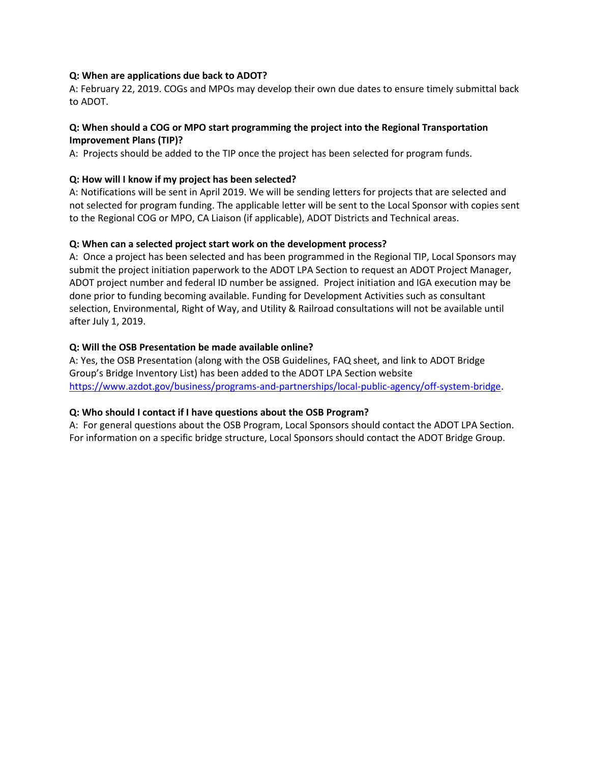**Q: When are applications due back to ADOT?**

A: February 22, 2019. COGs and MPOs may develop their own due dates to ensure timely submittal back to ADOT.

**Q: When should a COG or MPO start programming the project into the Regional Transportation Improvement Plans (TIP)?**

A: Projects should be added to the TIP once the project has been selected for program funds.

**Q: How will I know if my project has been selected?**

A: Notifications will be sent in April 2019. We will be sending letters for projects that are selected and not selected for program funding. The applicable letter will be sent to the Local Sponsor with copies sent to the Regional COG or MPO, CA Liaison (if applicable), ADOT Districts and Technical areas.

**Q: When can a selected project start work on the development process?**

A: Once a project has been selected and has been programmed in the Regional TIP, Local Sponsors may submit the project initiation paperwork to the ADOT LPA Section to request an ADOT Project Manager, ADOT project number and federal ID number be assigned. Project initiation and IGA execution may be done prior to funding becoming available. Funding for Development Activities such as consultant selection, Environmental, Right of Way, and Utility & Railroad consultations will not be available until after July 1, 2019.

**Q: Will the OSB Presentation be made available online?**

A: Yes, the OSB Presentation (along with the OSB Guidelines, FAQ sheet, and link to ADOT Bridge Group's Bridge Inventory List) has been added to the ADOT LPA Section website [https://www.azdot.gov/business/programs-and-partnerships/local-public-agency/off-system-bridge](https://www.azdot.gov/business/programs-and-partnerships/local-public-agency/off-system-bridge).

**Q: Who should I contact if I have questions about the OSB Program?**

A: For general questions about the OSB Program, Local Sponsors should contact the ADOT LPA Section. For information on a specific bridge structure, Local Sponsors should contact the ADOT Bridge Group.